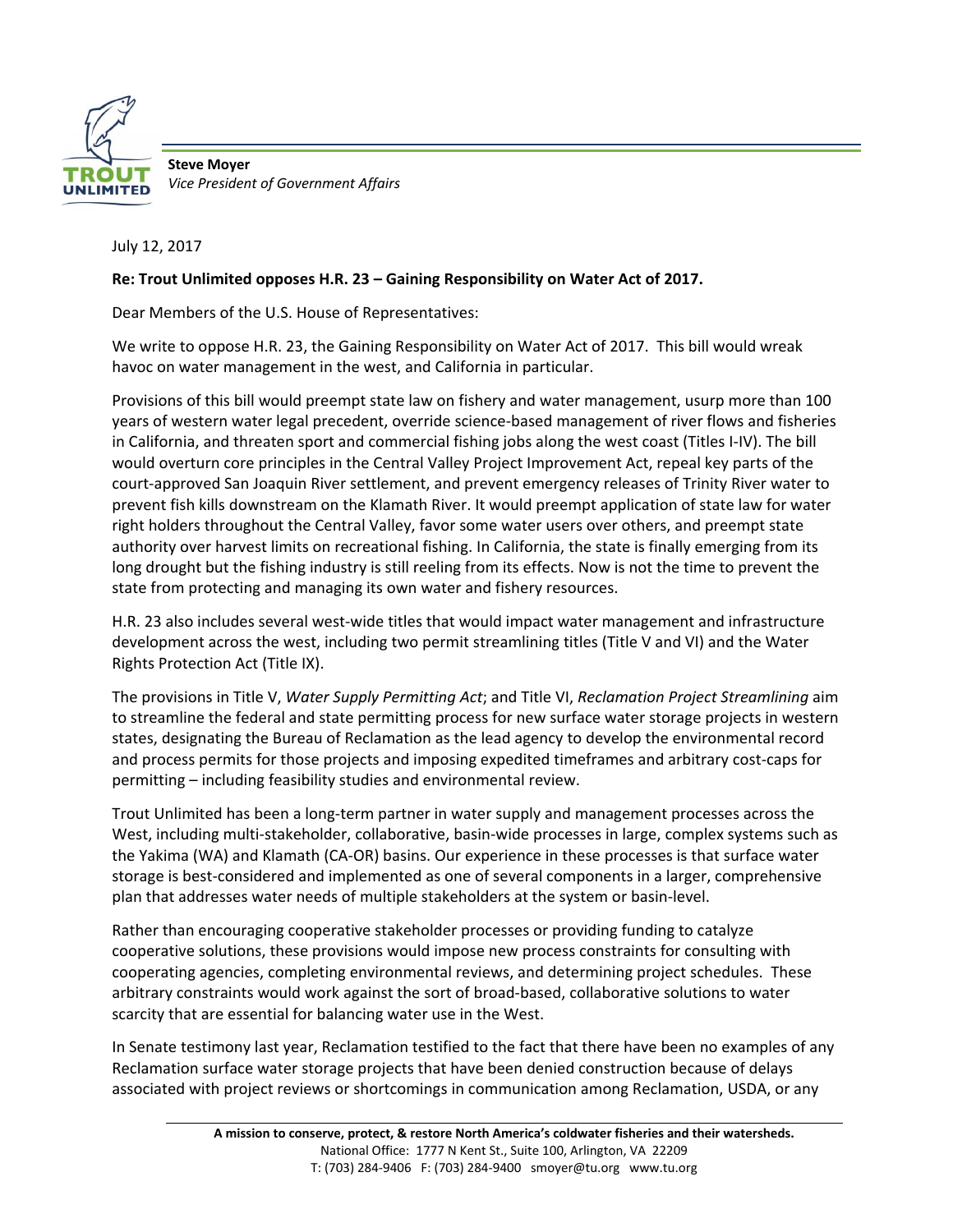**Steve Moyer**
*Vice President of Government Affairs*

July 12, 2017

**Re: Trout Unlimited opposes H.R. 23 – Gaining Responsibility on Water Act of 2017.**

Dear Members of the U.S. House of Representatives:

We write to oppose H.R. 23, the Gaining Responsibility on Water Act of 2017. This bill would wreak havoc on water management in the west, and California in particular.

Provisions of this bill would preempt state law on fishery and water management, usurp more than 100 years of western water legal precedent, override science-based management of river flows and fisheries in California, and threaten sport and commercial fishing jobs along the west coast (Titles I-IV). The bill would overturn core principles in the Central Valley Project Improvement Act, repeal key parts of the court-approved San Joaquin River settlement, and prevent emergency releases of Trinity River water to prevent fish kills downstream on the Klamath River. It would preempt application of state law for water right holders throughout the Central Valley, favor some water users over others, and preempt state authority over harvest limits on recreational fishing. In California, the state is finally emerging from its long drought but the fishing industry is still reeling from its effects. Now is not the time to prevent the state from protecting and managing its own water and fishery resources.

H.R. 23 also includes several west-wide titles that would impact water management and infrastructure development across the west, including two permit streamlining titles (Title V and VI) and the Water Rights Protection Act (Title IX).

The provisions in Title V, *Water Supply Permitting Act*; and Title VI, *Reclamation Project Streamlining* aim to streamline the federal and state permitting process for new surface water storage projects in western states, designating the Bureau of Reclamation as the lead agency to develop the environmental record and process permits for those projects and imposing expedited timeframes and arbitrary cost-caps for permitting – including feasibility studies and environmental review.

Trout Unlimited has been a long-term partner in water supply and management processes across the West, including multi-stakeholder, collaborative, basin-wide processes in large, complex systems such as the Yakima (WA) and Klamath (CA-OR) basins. Our experience in these processes is that surface water storage is best-considered and implemented as one of several components in a larger, comprehensive plan that addresses water needs of multiple stakeholders at the system or basin-level.

Rather than encouraging cooperative stakeholder processes or providing funding to catalyze cooperative solutions, these provisions would impose new process constraints for consulting with cooperating agencies, completing environmental reviews, and determining project schedules. These arbitrary constraints would work against the sort of broad-based, collaborative solutions to water scarcity that are essential for balancing water use in the West.

In Senate testimony last year, Reclamation testified to the fact that there have been no examples of any Reclamation surface water storage projects that have been denied construction because of delays associated with project reviews or shortcomings in communication among Reclamation, USDA, or any

**A mission to conserve, protect, & restore North America's coldwater fisheries and their watersheds.**
National Office: 1777 N Kent St., Suite 100, Arlington, VA 22209
T: (703) 284-9406 F: (703) 284-9400 smoyer@tu.org www.tu.org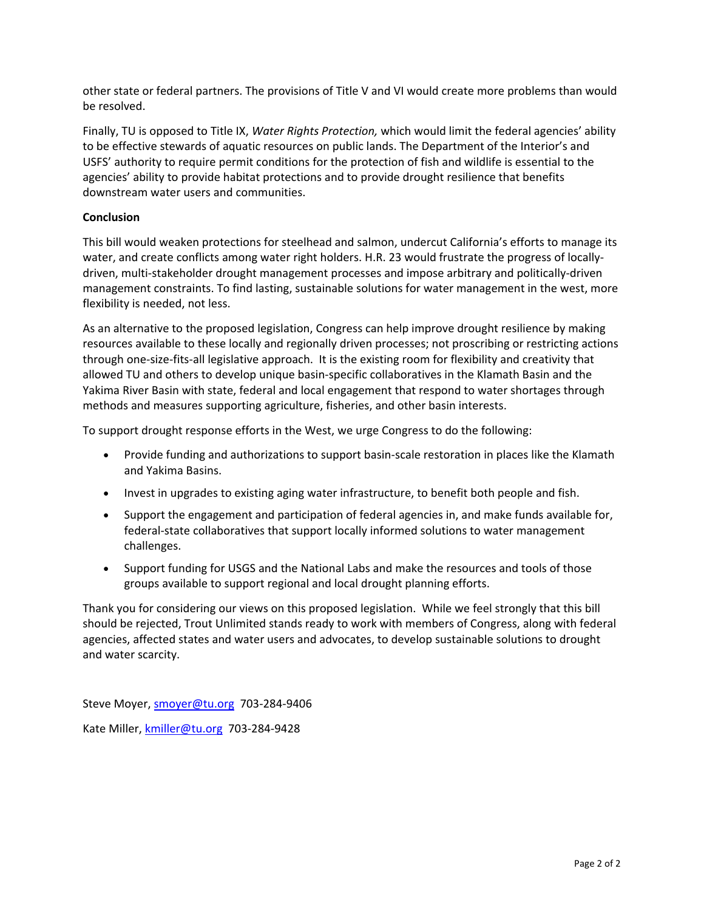other state or federal partners. The provisions of Title V and VI would create more problems than would be resolved.

Finally, TU is opposed to Title IX, *Water Rights Protection,* which would limit the federal agencies' ability to be effective stewards of aquatic resources on public lands. The Department of the Interior's and USFS' authority to require permit conditions for the protection of fish and wildlife is essential to the agencies' ability to provide habitat protections and to provide drought resilience that benefits downstream water users and communities.

**Conclusion**

This bill would weaken protections for steelhead and salmon, undercut California's efforts to manage its water, and create conflicts among water right holders. H.R. 23 would frustrate the progress of locally-driven, multi-stakeholder drought management processes and impose arbitrary and politically-driven management constraints. To find lasting, sustainable solutions for water management in the west, more flexibility is needed, not less.

As an alternative to the proposed legislation, Congress can help improve drought resilience by making resources available to these locally and regionally driven processes; not proscribing or restricting actions through one-size-fits-all legislative approach. It is the existing room for flexibility and creativity that allowed TU and others to develop unique basin-specific collaboratives in the Klamath Basin and the Yakima River Basin with state, federal and local engagement that respond to water shortages through methods and measures supporting agriculture, fisheries, and other basin interests.

To support drought response efforts in the West, we urge Congress to do the following:

- Provide funding and authorizations to support basin-scale restoration in places like the Klamath and Yakima Basins.
- Invest in upgrades to existing aging water infrastructure, to benefit both people and fish.
- Support the engagement and participation of federal agencies in, and make funds available for, federal-state collaboratives that support locally informed solutions to water management challenges.
- Support funding for USGS and the National Labs and make the resources and tools of those groups available to support regional and local drought planning efforts.

Thank you for considering our views on this proposed legislation. While we feel strongly that this bill should be rejected, Trout Unlimited stands ready to work with members of Congress, along with federal agencies, affected states and water users and advocates, to develop sustainable solutions to drought and water scarcity.

Steve Moyer, smoyer@tu.org 703-284-9406

Kate Miller, kmiller@tu.org 703-284-9428